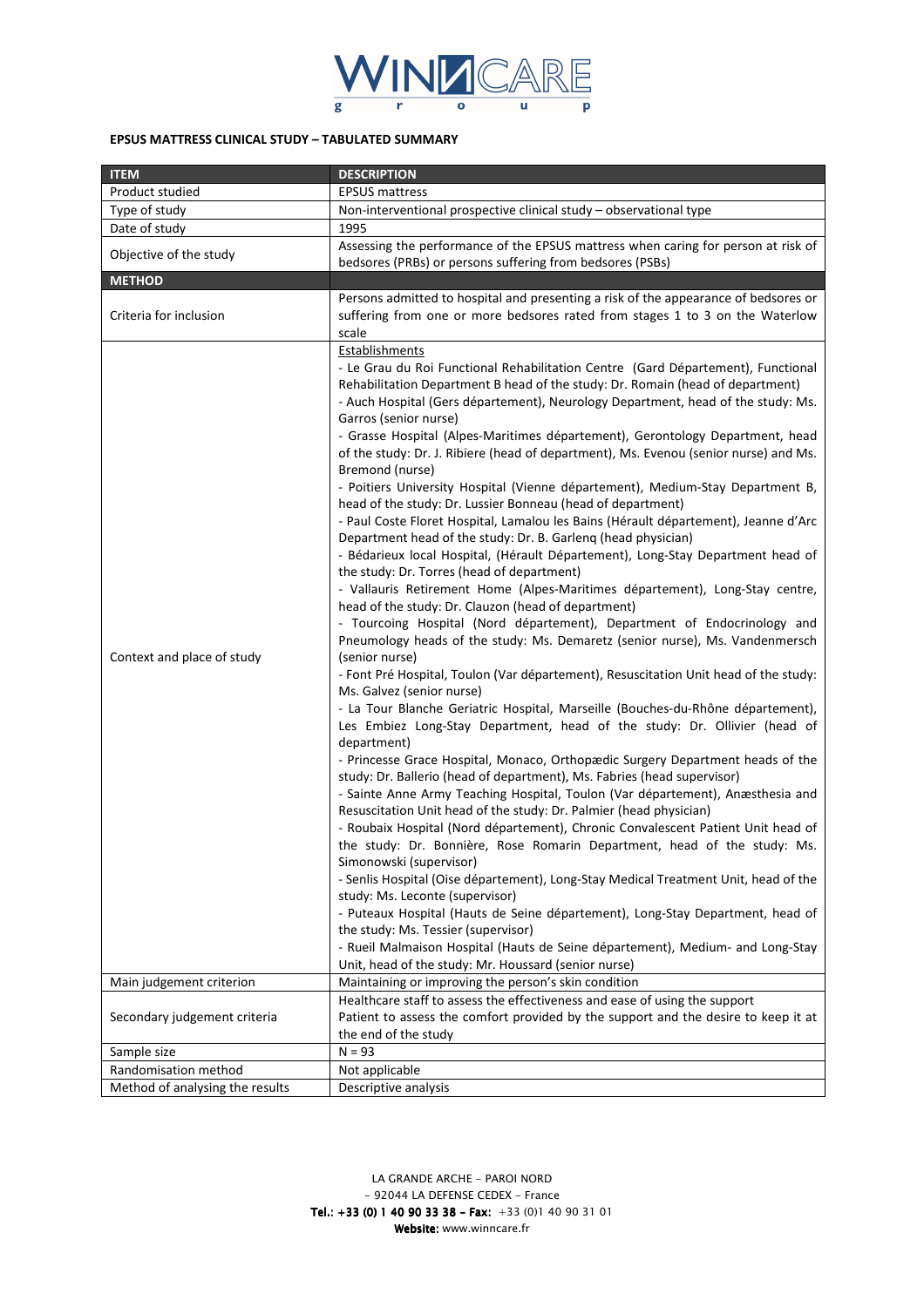**EPSUS MATTRESS CLINICAL STUDY – TABULATED SUMMARY**

| ITEM | DESCRIPTION |
|---|---|
| Product studied | EPSUS mattress |
| Type of study | Non-interventional prospective clinical study – observational type |
| Date of study | 1995 |
| Objective of the study | Assessing the performance of the EPSUS mattress when caring for person at risk of bedsores (PRBs) or persons suffering from bedsores (PSBs) |
| **METHOD** | |
| Criteria for inclusion | Persons admitted to hospital and presenting a risk of the appearance of bedsores or suffering from one or more bedsores rated from stages 1 to 3 on the Waterlow scale |
| Context and place of study | Establishments<br>- Le Grau du Roi Functional Rehabilitation Centre (Gard Département), Functional Rehabilitation Department B head of the study: Dr. Romain (head of department)<br>- Auch Hospital (Gers département), Neurology Department, head of the study: Ms. Garros (senior nurse)<br>- Grasse Hospital (Alpes-Maritimes département), Gerontology Department, head of the study: Dr. J. Ribiere (head of department), Ms. Evenou (senior nurse) and Ms. Bremond (nurse)<br>- Poitiers University Hospital (Vienne département), Medium-Stay Department B, head of the study: Dr. Lussier Bonneau (head of department)<br>- Paul Coste Floret Hospital, Lamalou les Bains (Hérault département), Jeanne d'Arc Department head of the study: Dr. B. Garlenq (head physician)<br>- Bédarieux local Hospital, (Hérault Département), Long-Stay Department head of the study: Dr. Torres (head of department)<br>- Vallauris Retirement Home (Alpes-Maritimes département), Long-Stay centre, head of the study: Dr. Clauzon (head of department)<br>- Tourcoing Hospital (Nord département), Department of Endocrinology and Pneumology heads of the study: Ms. Demaretz (senior nurse), Ms. Vandenmersch (senior nurse)<br>- Font Pré Hospital, Toulon (Var département), Resuscitation Unit head of the study: Ms. Galvez (senior nurse)<br>- La Tour Blanche Geriatric Hospital, Marseille (Bouches-du-Rhône département), Les Embiez Long-Stay Department, head of the study: Dr. Ollivier (head of department)<br>- Princesse Grace Hospital, Monaco, Orthopædic Surgery Department heads of the study: Dr. Ballerio (head of department), Ms. Fabries (head supervisor)<br>- Sainte Anne Army Teaching Hospital, Toulon (Var département), Anæsthesia and Resuscitation Unit head of the study: Dr. Palmier (head physician)<br>- Roubaix Hospital (Nord département), Chronic Convalescent Patient Unit head of the study: Dr. Bonnière, Rose Romarin Department, head of the study: Ms. Simonowski (supervisor)<br>- Senlis Hospital (Oise département), Long-Stay Medical Treatment Unit, head of the study: Ms. Leconte (supervisor)<br>- Puteaux Hospital (Hauts de Seine département), Long-Stay Department, head of the study: Ms. Tessier (supervisor)<br>- Rueil Malmaison Hospital (Hauts de Seine département), Medium- and Long-Stay Unit, head of the study: Mr. Houssard (senior nurse) |
| Main judgement criterion | Maintaining or improving the person's skin condition |
| Secondary judgement criteria | Healthcare staff to assess the effectiveness and ease of using the support<br>Patient to assess the comfort provided by the support and the desire to keep it at the end of the study |
| Sample size | N = 93 |
| Randomisation method | Not applicable |
| Method of analysing the results | Descriptive analysis |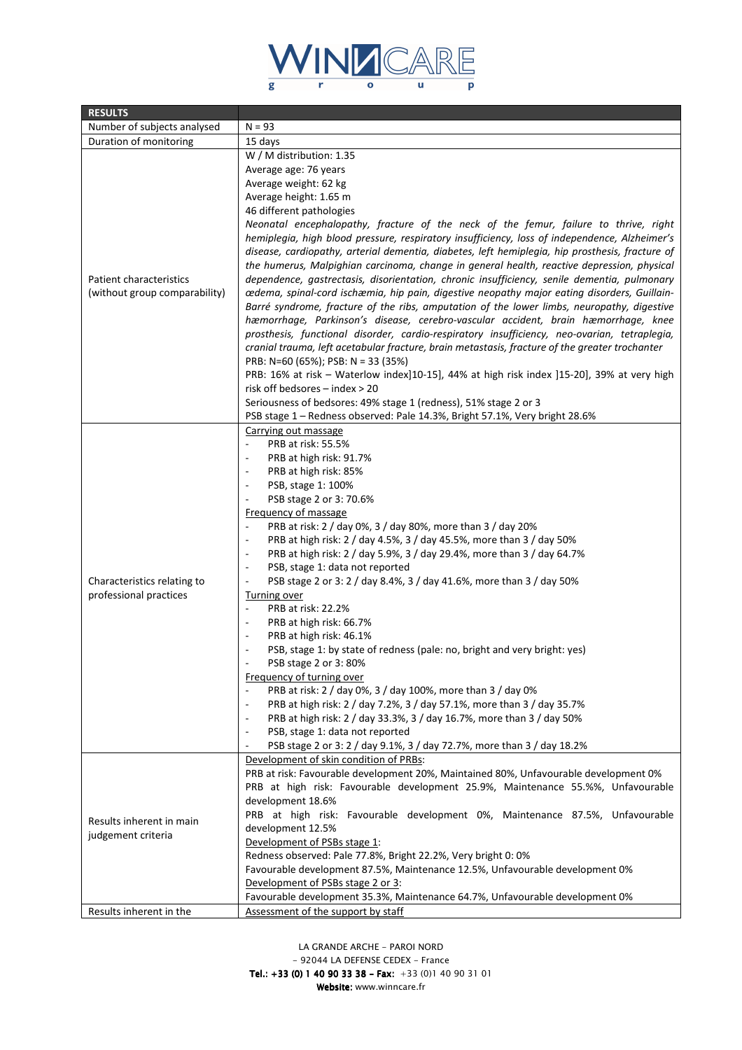| RESULTS | |
|---|---|
| Number of subjects analysed | N = 93 |
| Duration of monitoring | 15 days |
| Patient characteristics (without group comparability) | W / M distribution: 1.35<br>Average age: 76 years<br>Average weight: 62 kg<br>Average height: 1.65 m<br>46 different pathologies<br>*Neonatal encephalopathy, fracture of the neck of the femur, failure to thrive, right hemiplegia, high blood pressure, respiratory insufficiency, loss of independence, Alzheimer's disease, cardiopathy, arterial dementia, diabetes, left hemiplegia, hip prosthesis, fracture of the humerus, Malpighian carcinoma, change in general health, reactive depression, physical dependence, gastrectasis, disorientation, chronic insufficiency, senile dementia, pulmonary œdema, spinal-cord ischæmia, hip pain, digestive neopathy major eating disorders, Guillain-Barré syndrome, fracture of the ribs, amputation of the lower limbs, neuropathy, digestive hæmorrhage, Parkinson's disease, cerebro-vascular accident, brain hæmorrhage, knee prosthesis, functional disorder, cardio-respiratory insufficiency, neo-ovarian, tetraplegia, cranial trauma, left acetabular fracture, brain metastasis, fracture of the greater trochanter*<br>PRB: N=60 (65%); PSB: N = 33 (35%)<br>PRB: 16% at risk – Waterlow index]10-15], 44% at high risk index ]15-20], 39% at very high risk off bedsores – index > 20<br>Seriousness of bedsores: 49% stage 1 (redness), 51% stage 2 or 3<br>PSB stage 1 – Redness observed: Pale 14.3%, Bright 57.1%, Very bright 28.6% |
| Characteristics relating to professional practices | <u>Carrying out massage</u><br>- PRB at risk: 55.5%<br>- PRB at high risk: 91.7%<br>- PRB at high risk: 85%<br>- PSB, stage 1: 100%<br>- PSB stage 2 or 3: 70.6%<br><u>Frequency of massage</u><br>- PRB at risk: 2 / day 0%, 3 / day 80%, more than 3 / day 20%<br>- PRB at high risk: 2 / day 4.5%, 3 / day 45.5%, more than 3 / day 50%<br>- PRB at high risk: 2 / day 5.9%, 3 / day 29.4%, more than 3 / day 64.7%<br>- PSB, stage 1: data not reported<br>- PSB stage 2 or 3: 2 / day 8.4%, 3 / day 41.6%, more than 3 / day 50%<br><u>Turning over</u><br>- PRB at risk: 22.2%<br>- PRB at high risk: 66.7%<br>- PRB at high risk: 46.1%<br>- PSB, stage 1: by state of redness (pale: no, bright and very bright: yes)<br>- PSB stage 2 or 3: 80%<br><u>Frequency of turning over</u><br>- PRB at risk: 2 / day 0%, 3 / day 100%, more than 3 / day 0%<br>- PRB at high risk: 2 / day 7.2%, 3 / day 57.1%, more than 3 / day 35.7%<br>- PRB at high risk: 2 / day 33.3%, 3 / day 16.7%, more than 3 / day 50%<br>- PSB, stage 1: data not reported<br>- PSB stage 2 or 3: 2 / day 9.1%, 3 / day 72.7%, more than 3 / day 18.2% |
| Results inherent in main judgement criteria | <u>Development of skin condition of PRBs</u>:<br>PRB at risk: Favourable development 20%, Maintained 80%, Unfavourable development 0%<br>PRB at high risk: Favourable development 25.9%, Maintenance 55.%%, Unfavourable development 18.6%<br>PRB at high risk: Favourable development 0%, Maintenance 87.5%, Unfavourable development 12.5%<br><u>Development of PSBs stage 1</u>:<br>Redness observed: Pale 77.8%, Bright 22.2%, Very bright 0: 0%<br>Favourable development 87.5%, Maintenance 12.5%, Unfavourable development 0%<br><u>Development of PSBs stage 2 or 3</u>:<br>Favourable development 35.3%, Maintenance 64.7%, Unfavourable development 0% |
| Results inherent in the | <u>Assessment of the support by staff</u> |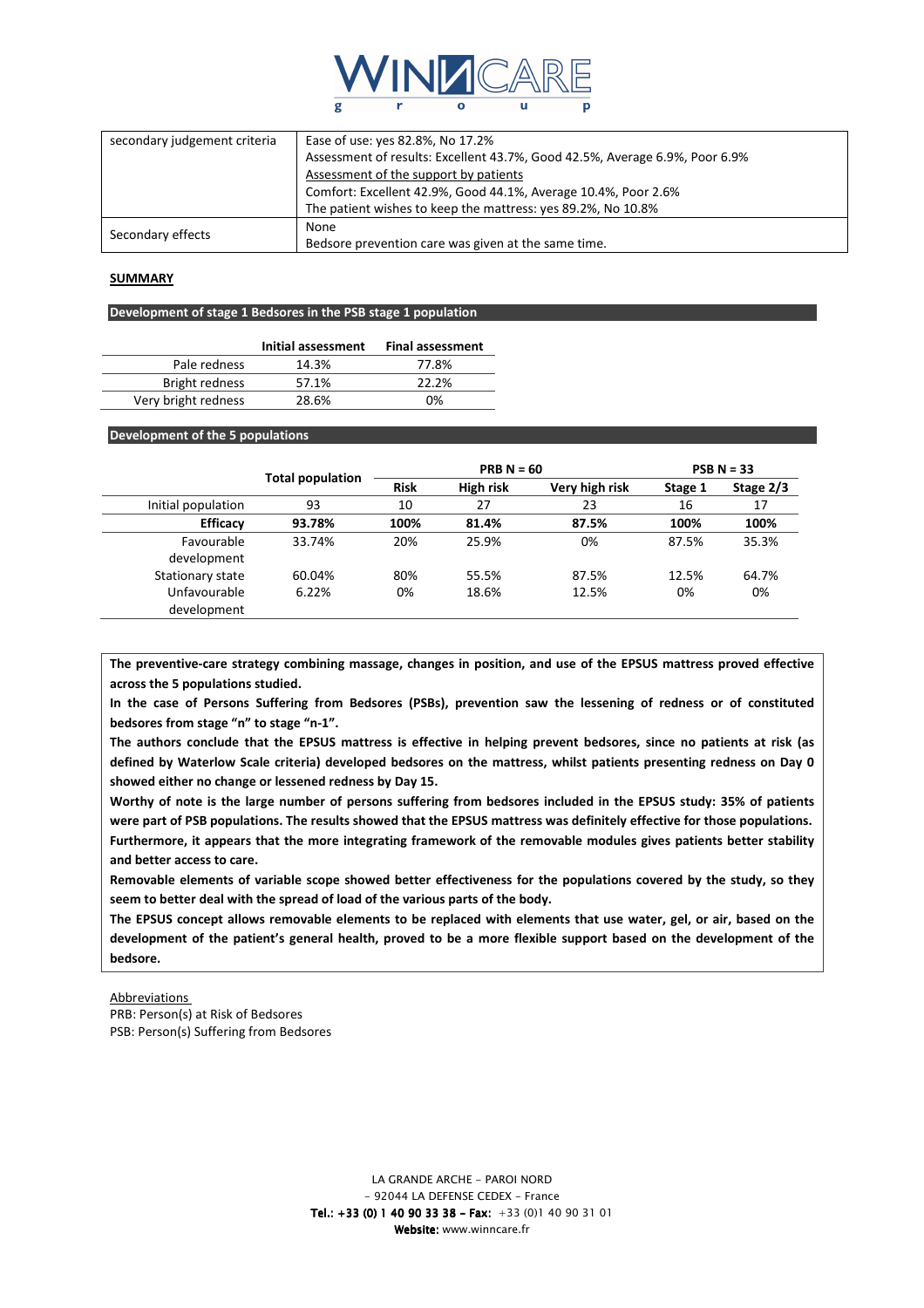| | |
|---|---|
| secondary judgement criteria | Ease of use: yes 82.8%, No 17.2%<br>Assessment of results: Excellent 43.7%, Good 42.5%, Average 6.9%, Poor 6.9%<br>Assessment of the support by patients<br>Comfort: Excellent 42.9%, Good 44.1%, Average 10.4%, Poor 2.6%<br>The patient wishes to keep the mattress: yes 89.2%, No 10.8% |
| Secondary effects | None<br>Bedsore prevention care was given at the same time. |

## SUMMARY

### Development of stage 1 Bedsores in the PSB stage 1 population

| | Initial assessment | Final assessment |
|---|---|---|
| Pale redness | 14.3% | 77.8% |
| Bright redness | 57.1% | 22.2% |
| Very bright redness | 28.6% | 0% |

### Development of the 5 populations

| | Total population | PRB N = 60 | | | PSB N = 33 | |
|---|---|---|---|---|---|---|
| | | Risk | High risk | Very high risk | Stage 1 | Stage 2/3 |
| Initial population | 93 | 10 | 27 | 23 | 16 | 17 |
| **Efficacy** | **93.78%** | **100%** | **81.4%** | **87.5%** | **100%** | **100%** |
| Favourable development | 33.74% | 20% | 25.9% | 0% | 87.5% | 35.3% |
| Stationary state | 60.04% | 80% | 55.5% | 87.5% | 12.5% | 64.7% |
| Unfavourable development | 6.22% | 0% | 18.6% | 12.5% | 0% | 0% |

**The preventive-care strategy combining massage, changes in position, and use of the EPSUS mattress proved effective across the 5 populations studied.**

**In the case of Persons Suffering from Bedsores (PSBs), prevention saw the lessening of redness or of constituted bedsores from stage "n" to stage "n-1".**

**The authors conclude that the EPSUS mattress is effective in helping prevent bedsores, since no patients at risk (as defined by Waterlow Scale criteria) developed bedsores on the mattress, whilst patients presenting redness on Day 0 showed either no change or lessened redness by Day 15.**

**Worthy of note is the large number of persons suffering from bedsores included in the EPSUS study: 35% of patients were part of PSB populations. The results showed that the EPSUS mattress was definitely effective for those populations. Furthermore, it appears that the more integrating framework of the removable modules gives patients better stability and better access to care.**

**Removable elements of variable scope showed better effectiveness for the populations covered by the study, so they seem to better deal with the spread of load of the various parts of the body.**

**The EPSUS concept allows removable elements to be replaced with elements that use water, gel, or air, based on the development of the patient's general health, proved to be a more flexible support based on the development of the bedsore.**

Abbreviations

PRB: Person(s) at Risk of Bedsores

PSB: Person(s) Suffering from Bedsores